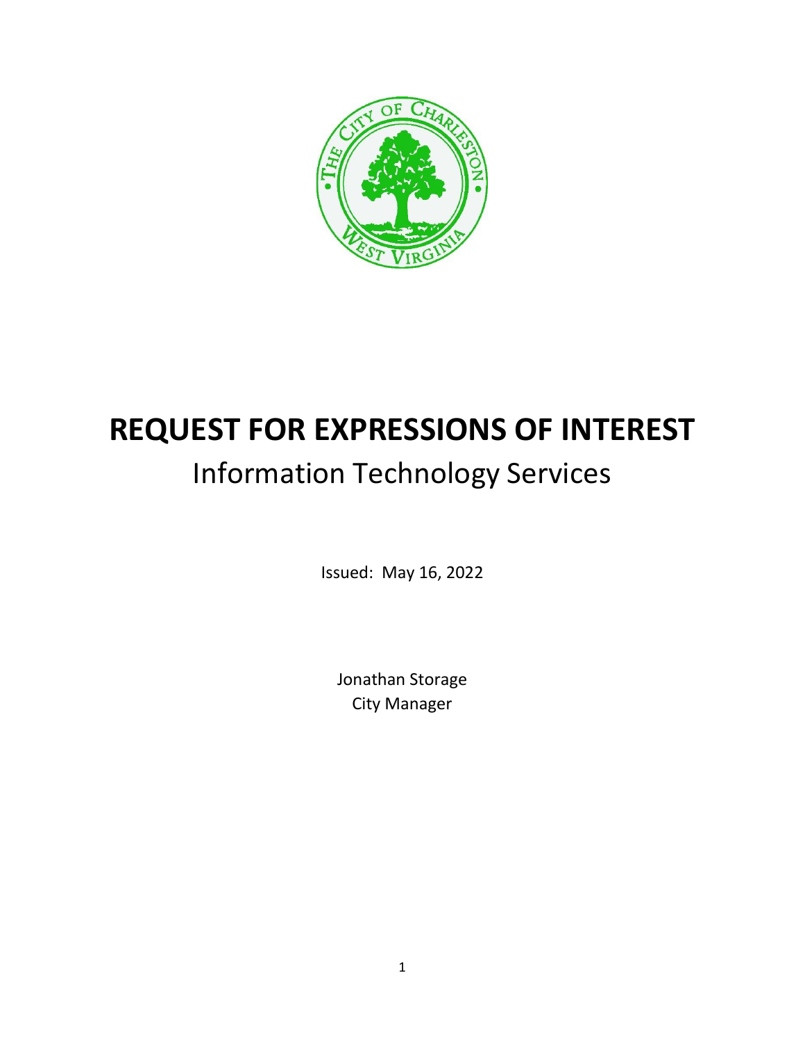# REQUEST FOR EXPRESSIONS OF INTEREST

## Information Technology Services

Issued: May 16, 2022

Jonathan Storage
City Manager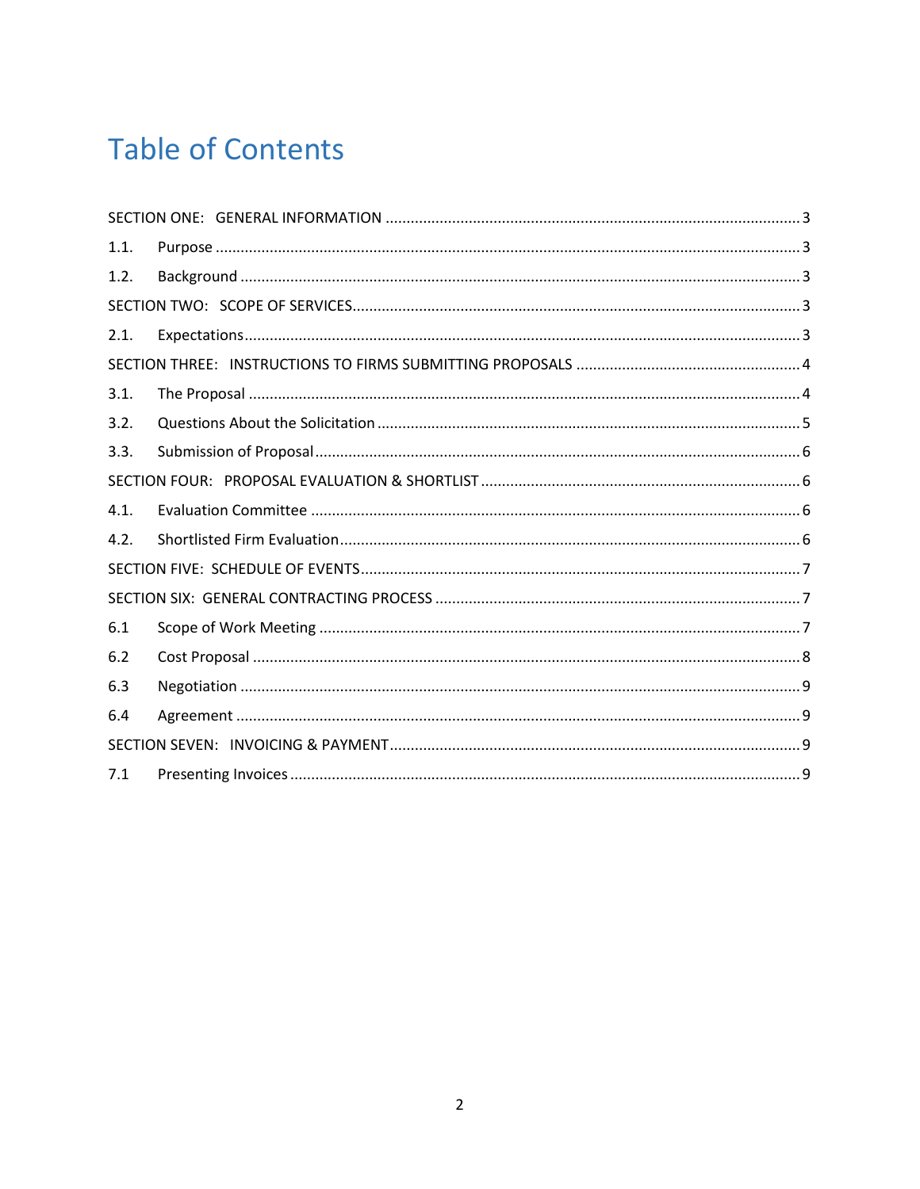# Table of Contents

SECTION ONE: GENERAL INFORMATION ..... 3

1.1. Purpose ..... 3

1.2. Background ..... 3

SECTION TWO: SCOPE OF SERVICES ..... 3

2.1. Expectations ..... 3

SECTION THREE: INSTRUCTIONS TO FIRMS SUBMITTING PROPOSALS ..... 4

3.1. The Proposal ..... 4

3.2. Questions About the Solicitation ..... 5

3.3. Submission of Proposal ..... 6

SECTION FOUR: PROPOSAL EVALUATION & SHORTLIST ..... 6

4.1. Evaluation Committee ..... 6

4.2. Shortlisted Firm Evaluation ..... 6

SECTION FIVE: SCHEDULE OF EVENTS ..... 7

SECTION SIX: GENERAL CONTRACTING PROCESS ..... 7

6.1 Scope of Work Meeting ..... 7

6.2 Cost Proposal ..... 8

6.3 Negotiation ..... 9

6.4 Agreement ..... 9

SECTION SEVEN: INVOICING & PAYMENT ..... 9

7.1 Presenting Invoices ..... 9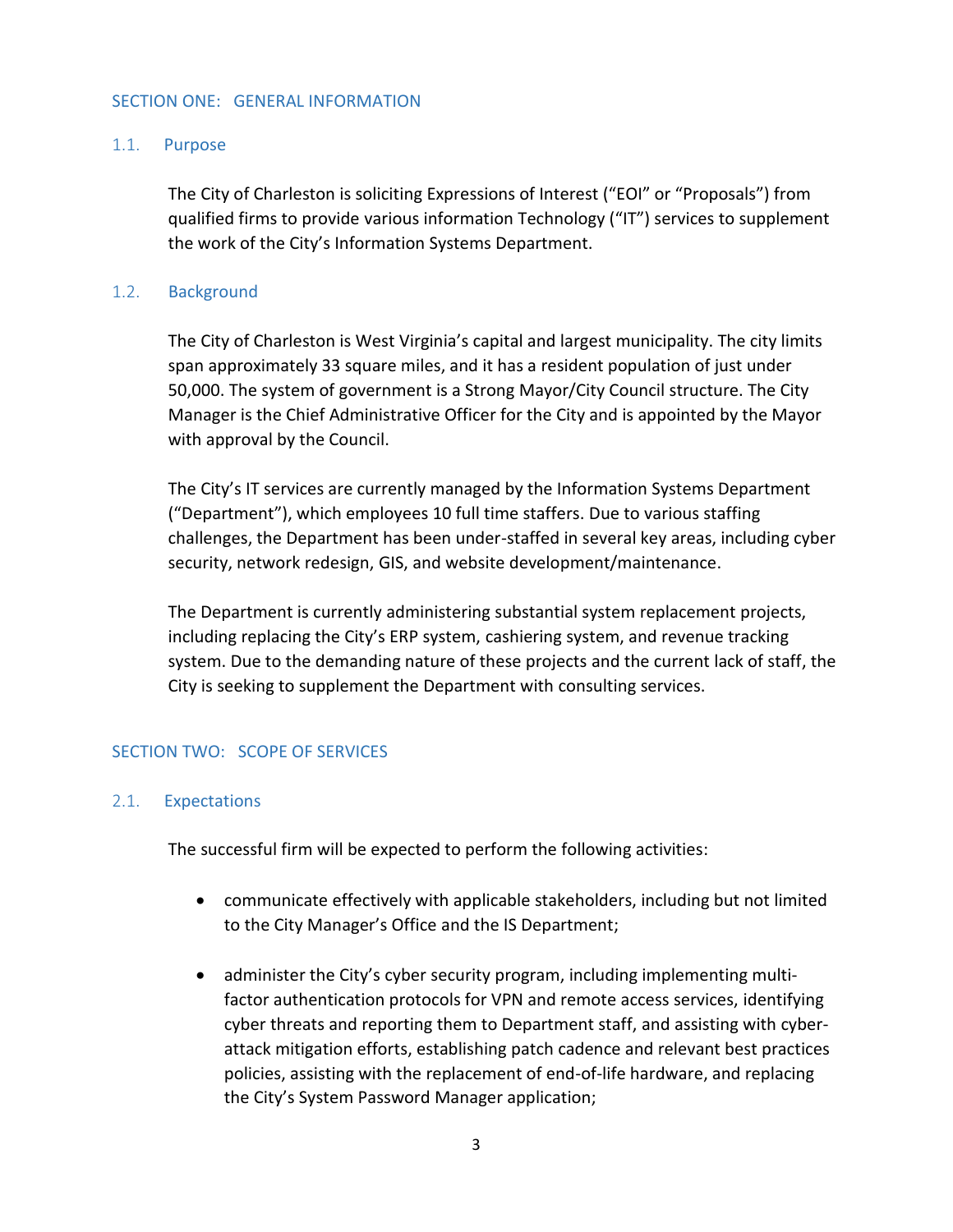## SECTION ONE: GENERAL INFORMATION

### 1.1. Purpose

The City of Charleston is soliciting Expressions of Interest ("EOI" or "Proposals") from qualified firms to provide various information Technology ("IT") services to supplement the work of the City's Information Systems Department.

### 1.2. Background

The City of Charleston is West Virginia's capital and largest municipality. The city limits span approximately 33 square miles, and it has a resident population of just under 50,000. The system of government is a Strong Mayor/City Council structure. The City Manager is the Chief Administrative Officer for the City and is appointed by the Mayor with approval by the Council.

The City's IT services are currently managed by the Information Systems Department ("Department"), which employees 10 full time staffers. Due to various staffing challenges, the Department has been under-staffed in several key areas, including cyber security, network redesign, GIS, and website development/maintenance.

The Department is currently administering substantial system replacement projects, including replacing the City's ERP system, cashiering system, and revenue tracking system. Due to the demanding nature of these projects and the current lack of staff, the City is seeking to supplement the Department with consulting services.

## SECTION TWO: SCOPE OF SERVICES

### 2.1. Expectations

The successful firm will be expected to perform the following activities:

- communicate effectively with applicable stakeholders, including but not limited to the City Manager's Office and the IS Department;

- administer the City's cyber security program, including implementing multi-factor authentication protocols for VPN and remote access services, identifying cyber threats and reporting them to Department staff, and assisting with cyber-attack mitigation efforts, establishing patch cadence and relevant best practices policies, assisting with the replacement of end-of-life hardware, and replacing the City's System Password Manager application;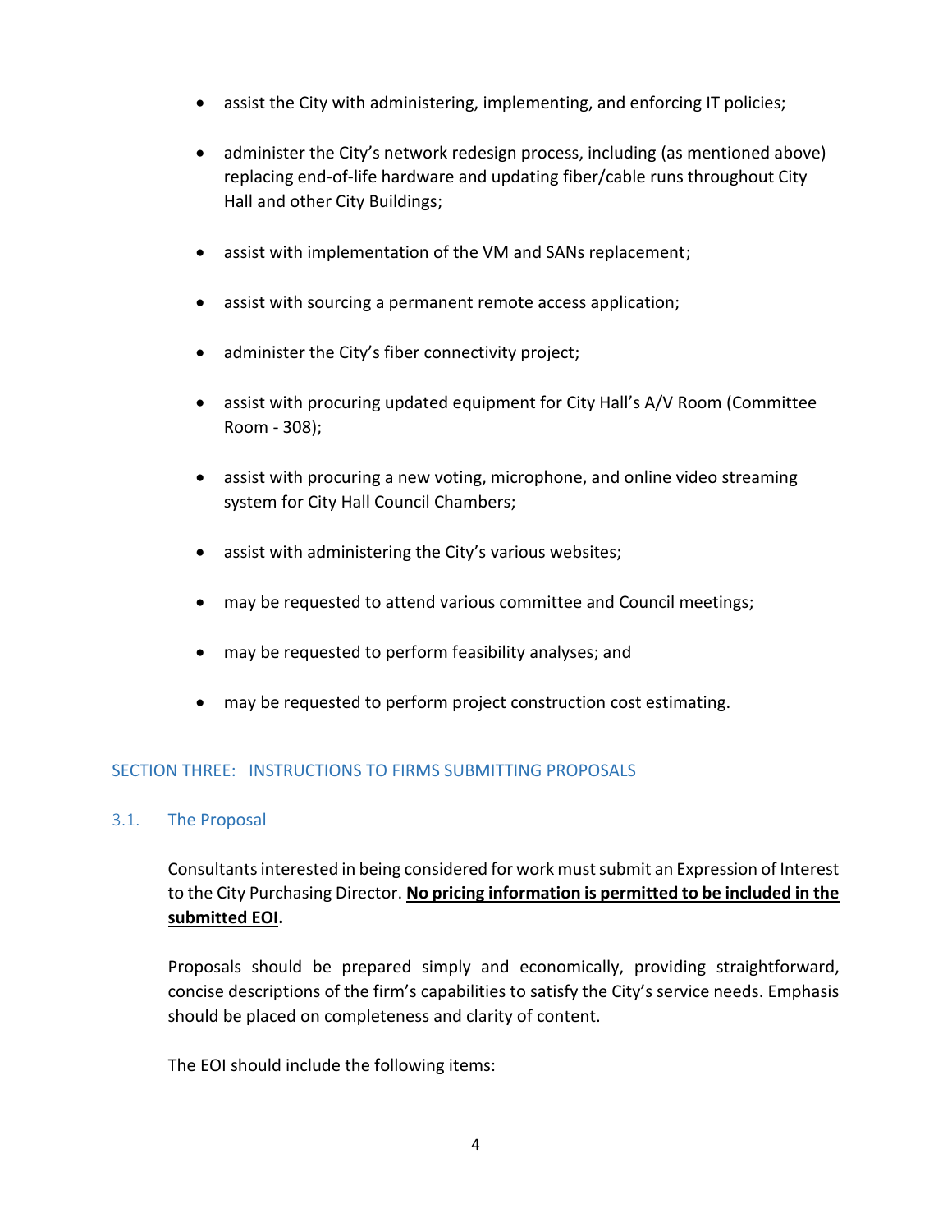- assist the City with administering, implementing, and enforcing IT policies;
- administer the City's network redesign process, including (as mentioned above) replacing end-of-life hardware and updating fiber/cable runs throughout City Hall and other City Buildings;
- assist with implementation of the VM and SANs replacement;
- assist with sourcing a permanent remote access application;
- administer the City's fiber connectivity project;
- assist with procuring updated equipment for City Hall's A/V Room (Committee Room - 308);
- assist with procuring a new voting, microphone, and online video streaming system for City Hall Council Chambers;
- assist with administering the City's various websites;
- may be requested to attend various committee and Council meetings;
- may be requested to perform feasibility analyses; and
- may be requested to perform project construction cost estimating.

## SECTION THREE: INSTRUCTIONS TO FIRMS SUBMITTING PROPOSALS

### 3.1. The Proposal

Consultants interested in being considered for work must submit an Expression of Interest to the City Purchasing Director. **No pricing information is permitted to be included in the submitted EOI.**

Proposals should be prepared simply and economically, providing straightforward, concise descriptions of the firm's capabilities to satisfy the City's service needs. Emphasis should be placed on completeness and clarity of content.

The EOI should include the following items: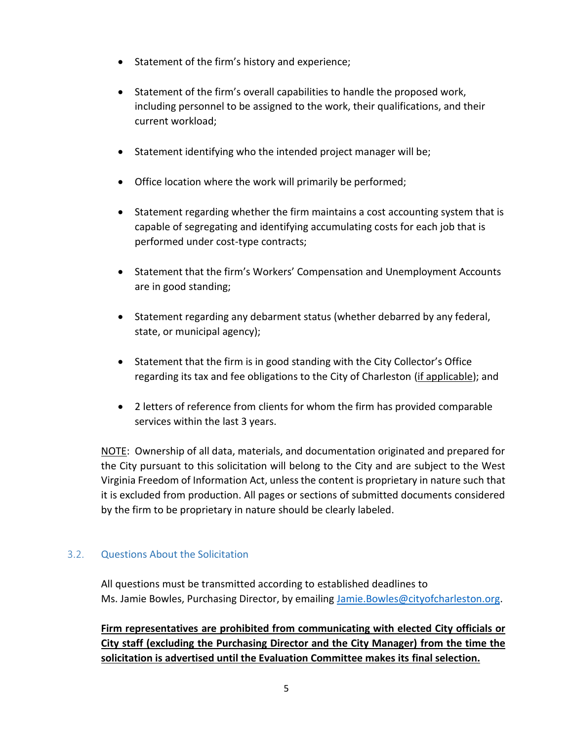- Statement of the firm's history and experience;
- Statement of the firm's overall capabilities to handle the proposed work, including personnel to be assigned to the work, their qualifications, and their current workload;
- Statement identifying who the intended project manager will be;
- Office location where the work will primarily be performed;
- Statement regarding whether the firm maintains a cost accounting system that is capable of segregating and identifying accumulating costs for each job that is performed under cost-type contracts;
- Statement that the firm's Workers' Compensation and Unemployment Accounts are in good standing;
- Statement regarding any debarment status (whether debarred by any federal, state, or municipal agency);
- Statement that the firm is in good standing with the City Collector's Office regarding its tax and fee obligations to the City of Charleston (<u>if applicable</u>); and
- 2 letters of reference from clients for whom the firm has provided comparable services within the last 3 years.

<u>NOTE</u>: Ownership of all data, materials, and documentation originated and prepared for the City pursuant to this solicitation will belong to the City and are subject to the West Virginia Freedom of Information Act, unless the content is proprietary in nature such that it is excluded from production. All pages or sections of submitted documents considered by the firm to be proprietary in nature should be clearly labeled.

### 3.2. Questions About the Solicitation

All questions must be transmitted according to established deadlines to Ms. Jamie Bowles, Purchasing Director, by emailing Jamie.Bowles@cityofcharleston.org.

**<u>Firm representatives are prohibited from communicating with elected City officials or City staff (excluding the Purchasing Director and the City Manager) from the time the solicitation is advertised until the Evaluation Committee makes its final selection.</u>**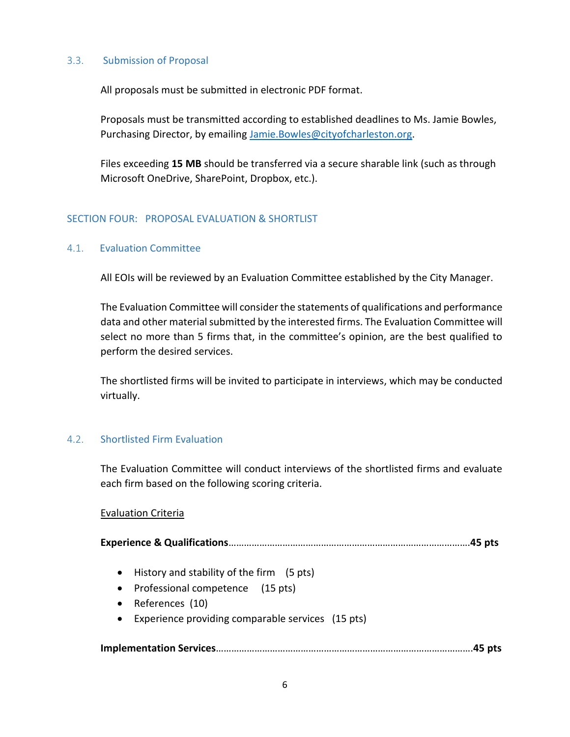### 3.3. Submission of Proposal

All proposals must be submitted in electronic PDF format.

Proposals must be transmitted according to established deadlines to Ms. Jamie Bowles, Purchasing Director, by emailing Jamie.Bowles@cityofcharleston.org.

Files exceeding **15 MB** should be transferred via a secure sharable link (such as through Microsoft OneDrive, SharePoint, Dropbox, etc.).

## SECTION FOUR: PROPOSAL EVALUATION & SHORTLIST

### 4.1. Evaluation Committee

All EOIs will be reviewed by an Evaluation Committee established by the City Manager.

The Evaluation Committee will consider the statements of qualifications and performance data and other material submitted by the interested firms. The Evaluation Committee will select no more than 5 firms that, in the committee's opinion, are the best qualified to perform the desired services.

The shortlisted firms will be invited to participate in interviews, which may be conducted virtually.

### 4.2. Shortlisted Firm Evaluation

The Evaluation Committee will conduct interviews of the shortlisted firms and evaluate each firm based on the following scoring criteria.

Evaluation Criteria

**Experience & Qualifications**..........................................................................................**45 pts**

- History and stability of the firm (5 pts)
- Professional competence (15 pts)
- References (10)
- Experience providing comparable services (15 pts)

**Implementation Services**................................................................................................**45 pts**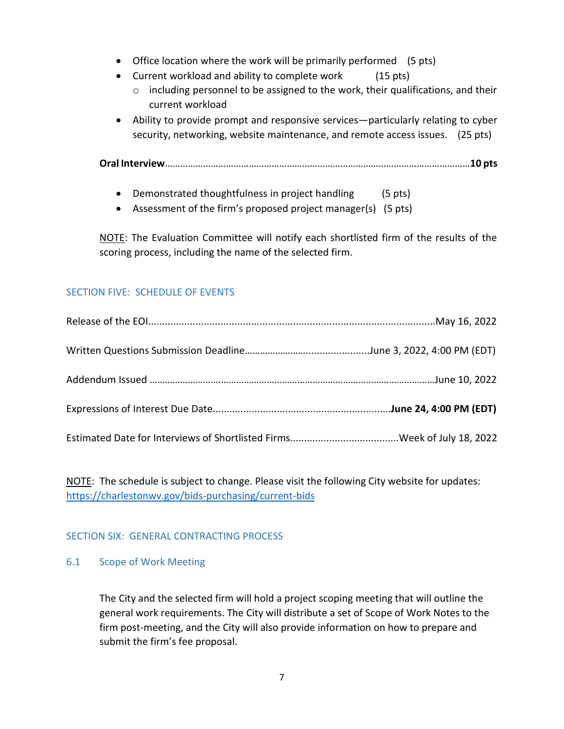- Office location where the work will be primarily performed (5 pts)
- Current workload and ability to complete work (15 pts)
  - including personnel to be assigned to the work, their qualifications, and their current workload
- Ability to provide prompt and responsive services—particularly relating to cyber security, networking, website maintenance, and remote access issues. (25 pts)

**Oral Interview**……………………………………………………………………………………………………………**10 pts**

- Demonstrated thoughtfulness in project handling (5 pts)
- Assessment of the firm's proposed project manager(s) (5 pts)

NOTE: The Evaluation Committee will notify each shortlisted firm of the results of the scoring process, including the name of the selected firm.

## SECTION FIVE: SCHEDULE OF EVENTS

Release of the EOI.......................................................................................................May 16, 2022

Written Questions Submission Deadline…………………….......................June 3, 2022, 4:00 PM (EDT)

Addendum Issued ……………………………………………………………………………………………June 10, 2022

Expressions of Interest Due Date...............................................................**June 24, 4:00 PM (EDT)**

Estimated Date for Interviews of Shortlisted Firms......................................Week of July 18, 2022

NOTE: The schedule is subject to change. Please visit the following City website for updates: https://charlestonwv.gov/bids-purchasing/current-bids

## SECTION SIX: GENERAL CONTRACTING PROCESS

### 6.1 Scope of Work Meeting

The City and the selected firm will hold a project scoping meeting that will outline the general work requirements. The City will distribute a set of Scope of Work Notes to the firm post-meeting, and the City will also provide information on how to prepare and submit the firm's fee proposal.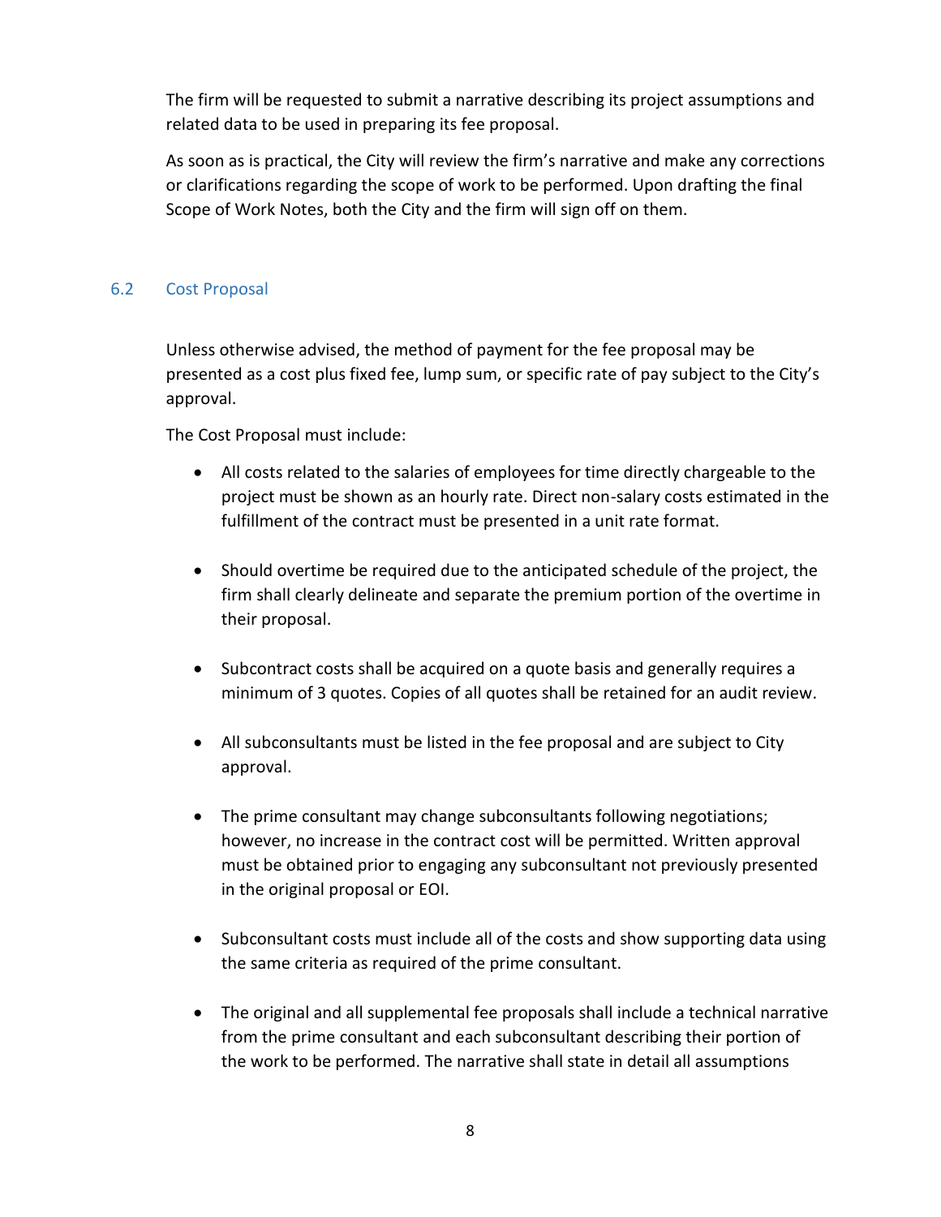The firm will be requested to submit a narrative describing its project assumptions and related data to be used in preparing its fee proposal.

As soon as is practical, the City will review the firm's narrative and make any corrections or clarifications regarding the scope of work to be performed. Upon drafting the final Scope of Work Notes, both the City and the firm will sign off on them.

## 6.2 Cost Proposal

Unless otherwise advised, the method of payment for the fee proposal may be presented as a cost plus fixed fee, lump sum, or specific rate of pay subject to the City's approval.

The Cost Proposal must include:

- All costs related to the salaries of employees for time directly chargeable to the project must be shown as an hourly rate. Direct non-salary costs estimated in the fulfillment of the contract must be presented in a unit rate format.

- Should overtime be required due to the anticipated schedule of the project, the firm shall clearly delineate and separate the premium portion of the overtime in their proposal.

- Subcontract costs shall be acquired on a quote basis and generally requires a minimum of 3 quotes. Copies of all quotes shall be retained for an audit review.

- All subconsultants must be listed in the fee proposal and are subject to City approval.

- The prime consultant may change subconsultants following negotiations; however, no increase in the contract cost will be permitted. Written approval must be obtained prior to engaging any subconsultant not previously presented in the original proposal or EOI.

- Subconsultant costs must include all of the costs and show supporting data using the same criteria as required of the prime consultant.

- The original and all supplemental fee proposals shall include a technical narrative from the prime consultant and each subconsultant describing their portion of the work to be performed. The narrative shall state in detail all assumptions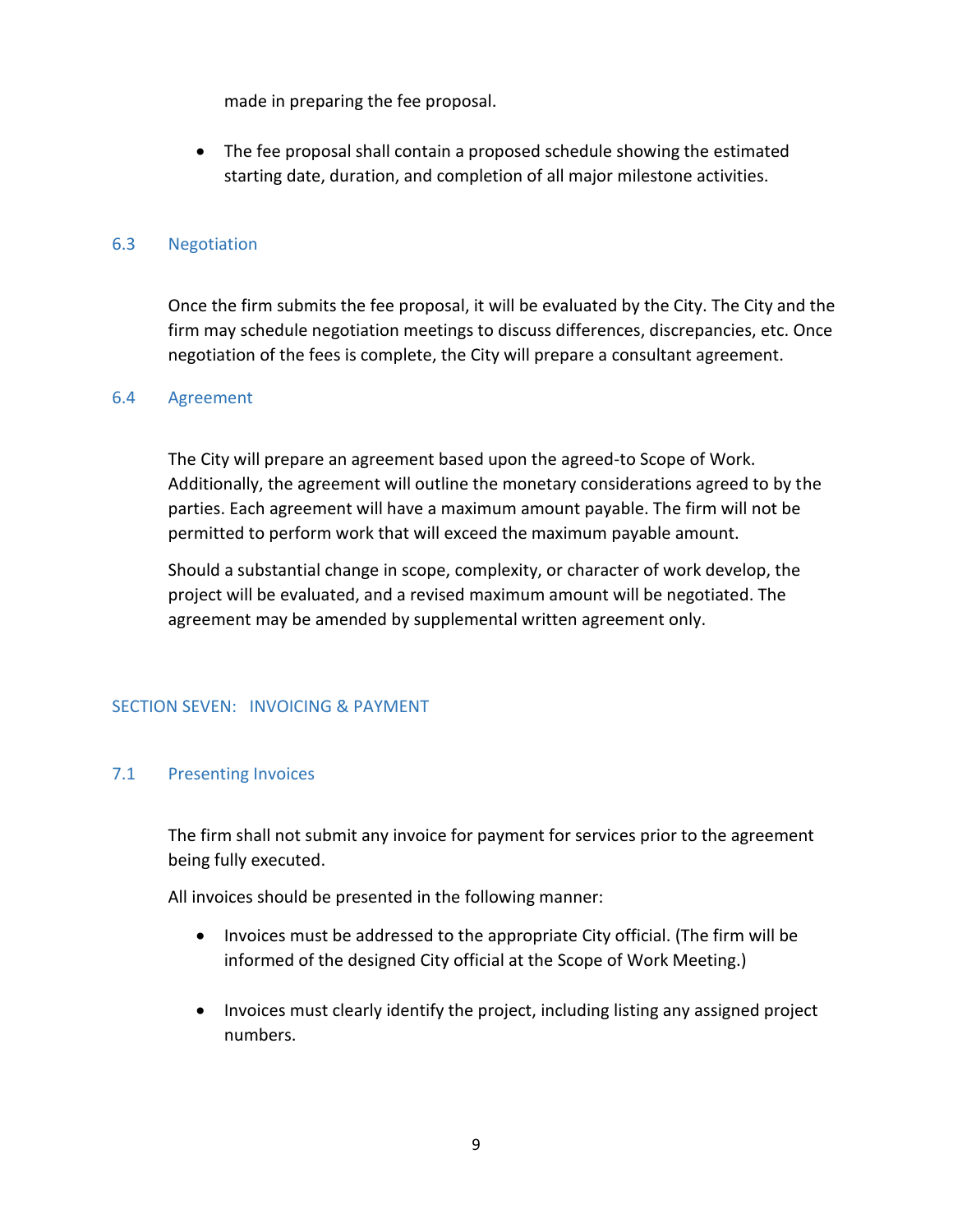made in preparing the fee proposal.

- The fee proposal shall contain a proposed schedule showing the estimated starting date, duration, and completion of all major milestone activities.

### 6.3 Negotiation

Once the firm submits the fee proposal, it will be evaluated by the City. The City and the firm may schedule negotiation meetings to discuss differences, discrepancies, etc. Once negotiation of the fees is complete, the City will prepare a consultant agreement.

### 6.4 Agreement

The City will prepare an agreement based upon the agreed-to Scope of Work. Additionally, the agreement will outline the monetary considerations agreed to by the parties. Each agreement will have a maximum amount payable. The firm will not be permitted to perform work that will exceed the maximum payable amount.

Should a substantial change in scope, complexity, or character of work develop, the project will be evaluated, and a revised maximum amount will be negotiated. The agreement may be amended by supplemental written agreement only.

## SECTION SEVEN: INVOICING & PAYMENT

### 7.1 Presenting Invoices

The firm shall not submit any invoice for payment for services prior to the agreement being fully executed.

All invoices should be presented in the following manner:

- Invoices must be addressed to the appropriate City official. (The firm will be informed of the designed City official at the Scope of Work Meeting.)

- Invoices must clearly identify the project, including listing any assigned project numbers.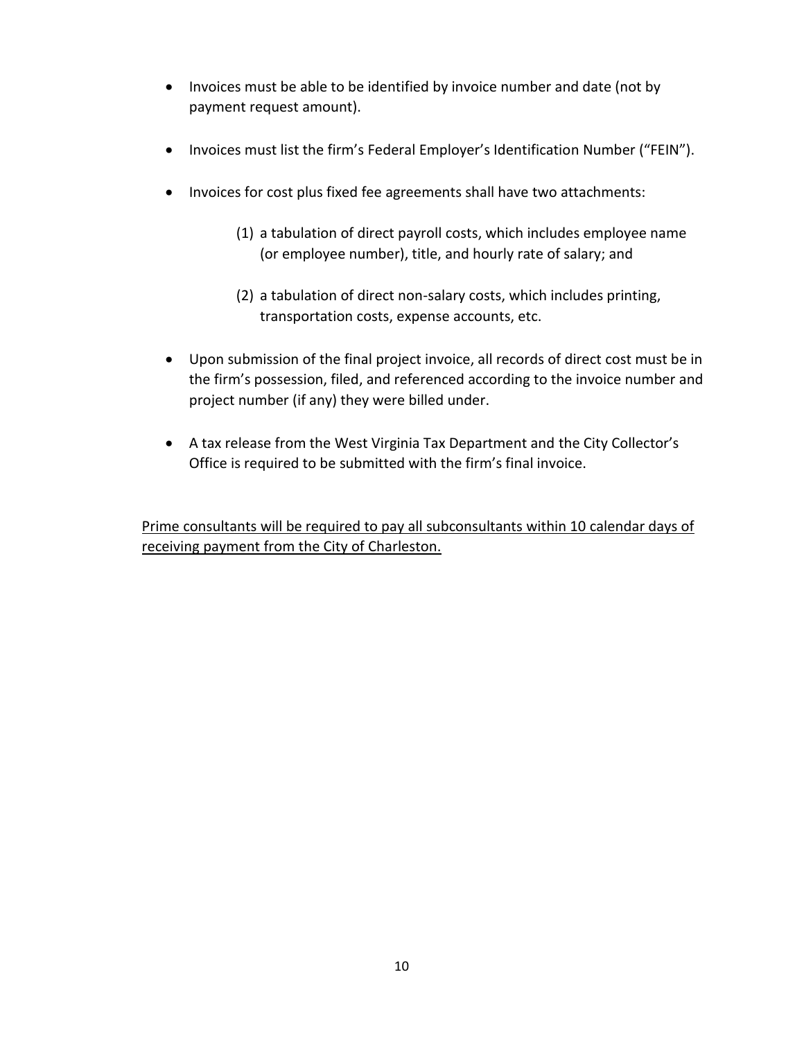- Invoices must be able to be identified by invoice number and date (not by payment request amount).
- Invoices must list the firm's Federal Employer's Identification Number ("FEIN").
- Invoices for cost plus fixed fee agreements shall have two attachments:
    (1) a tabulation of direct payroll costs, which includes employee name (or employee number), title, and hourly rate of salary; and

    (2) a tabulation of direct non-salary costs, which includes printing, transportation costs, expense accounts, etc.
- Upon submission of the final project invoice, all records of direct cost must be in the firm's possession, filed, and referenced according to the invoice number and project number (if any) they were billed under.
- A tax release from the West Virginia Tax Department and the City Collector's Office is required to be submitted with the firm's final invoice.

<u>Prime consultants will be required to pay all subconsultants within 10 calendar days of receiving payment from the City of Charleston.</u>